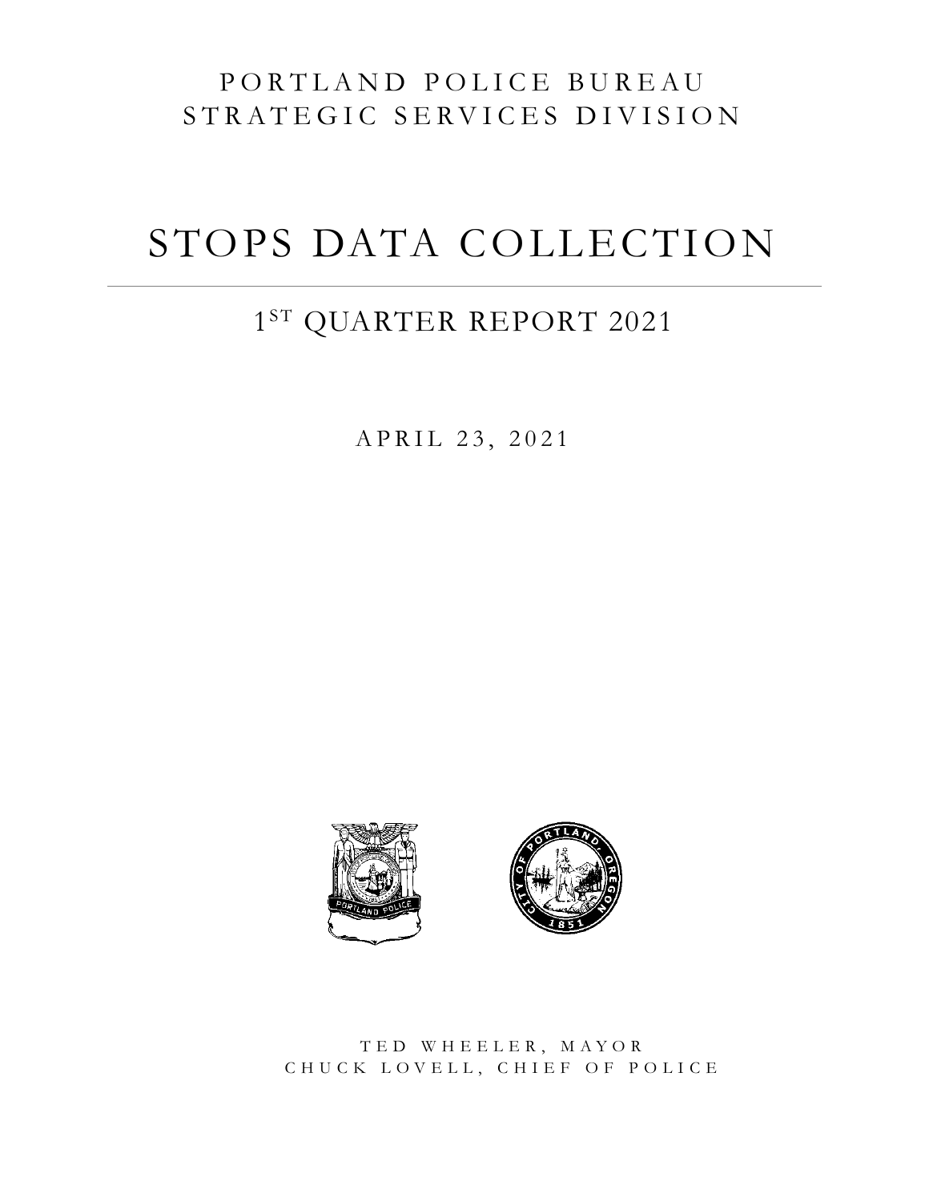PORTLAND POLICE BUREAU
STRATEGIC SERVICES DIVISION

# STOPS DATA COLLECTION

## 1ST QUARTER REPORT 2021

APRIL 23, 2021

TED WHEELER, MAYOR
CHUCK LOVELL, CHIEF OF POLICE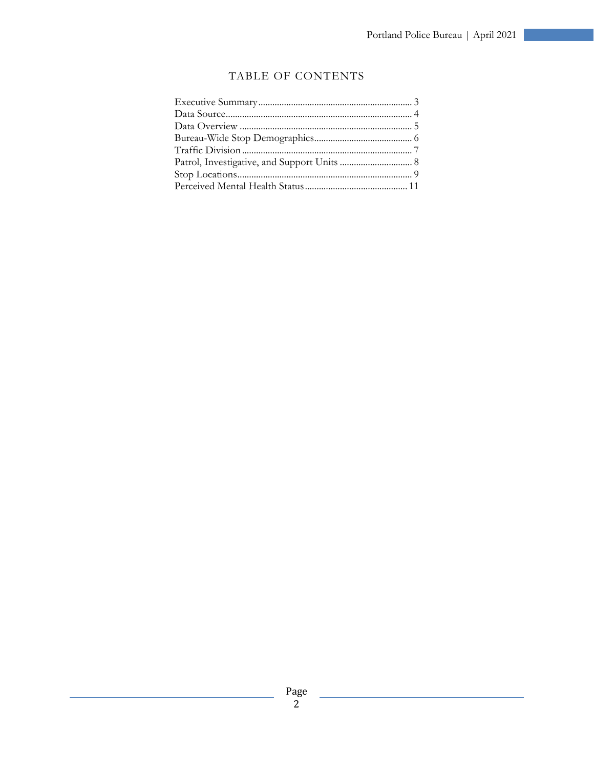# TABLE OF CONTENTS

Executive Summary ........................................................................ 3
Data Source ..................................................................................... 4
Data Overview ............................................................................... 5
Bureau-Wide Stop Demographics ................................................ 6
Traffic Division .............................................................................. 7
Patrol, Investigative, and Support Units ..................................... 8
Stop Locations ................................................................................ 9
Perceived Mental Health Status ................................................. 11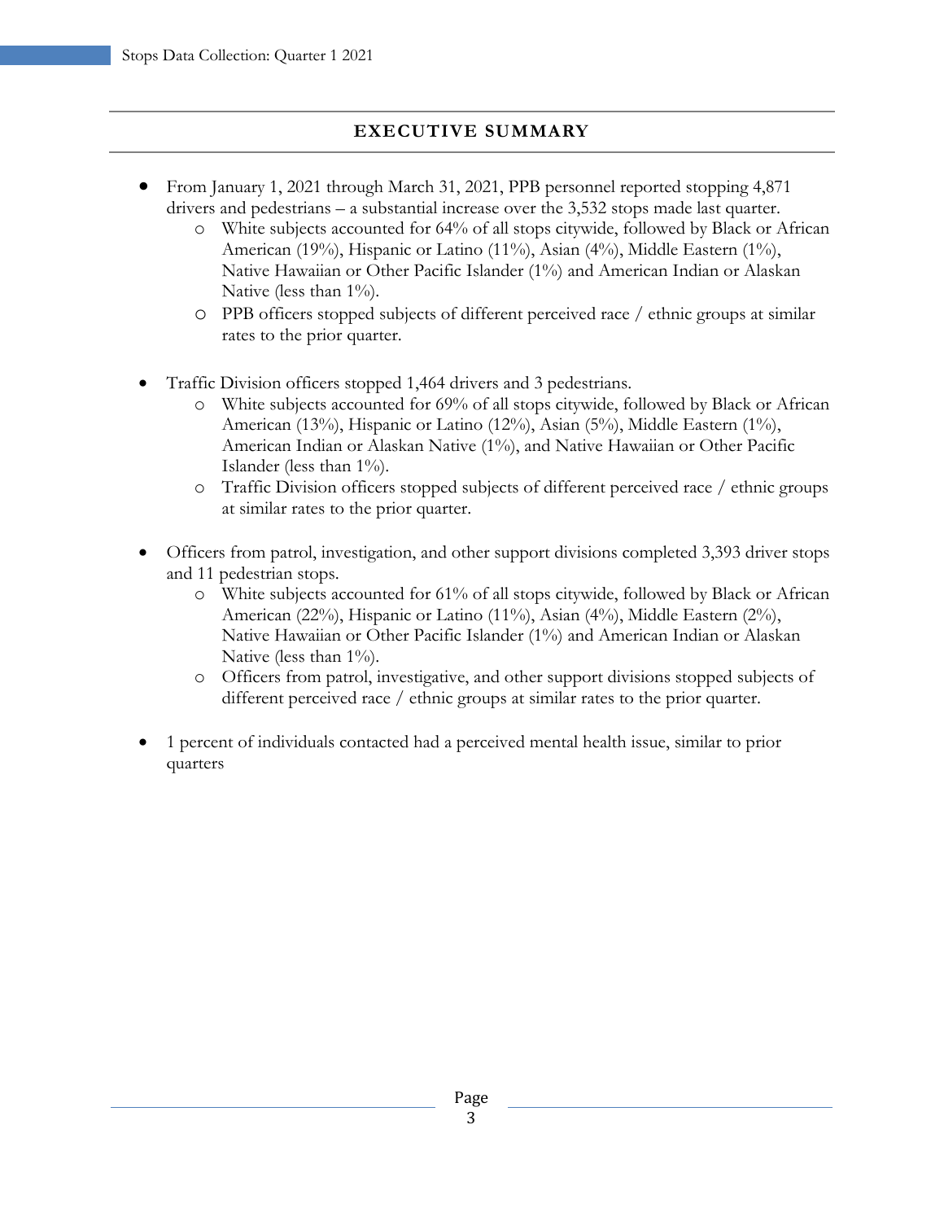## EXECUTIVE SUMMARY

- From January 1, 2021 through March 31, 2021, PPB personnel reported stopping 4,871 drivers and pedestrians – a substantial increase over the 3,532 stops made last quarter.
  - White subjects accounted for 64% of all stops citywide, followed by Black or African American (19%), Hispanic or Latino (11%), Asian (4%), Middle Eastern (1%), Native Hawaiian or Other Pacific Islander (1%) and American Indian or Alaskan Native (less than 1%).
  - PPB officers stopped subjects of different perceived race / ethnic groups at similar rates to the prior quarter.

- Traffic Division officers stopped 1,464 drivers and 3 pedestrians.
  - White subjects accounted for 69% of all stops citywide, followed by Black or African American (13%), Hispanic or Latino (12%), Asian (5%), Middle Eastern (1%), American Indian or Alaskan Native (1%), and Native Hawaiian or Other Pacific Islander (less than 1%).
  - Traffic Division officers stopped subjects of different perceived race / ethnic groups at similar rates to the prior quarter.

- Officers from patrol, investigation, and other support divisions completed 3,393 driver stops and 11 pedestrian stops.
  - White subjects accounted for 61% of all stops citywide, followed by Black or African American (22%), Hispanic or Latino (11%), Asian (4%), Middle Eastern (2%), Native Hawaiian or Other Pacific Islander (1%) and American Indian or Alaskan Native (less than 1%).
  - Officers from patrol, investigative, and other support divisions stopped subjects of different perceived race / ethnic groups at similar rates to the prior quarter.

- 1 percent of individuals contacted had a perceived mental health issue, similar to prior quarters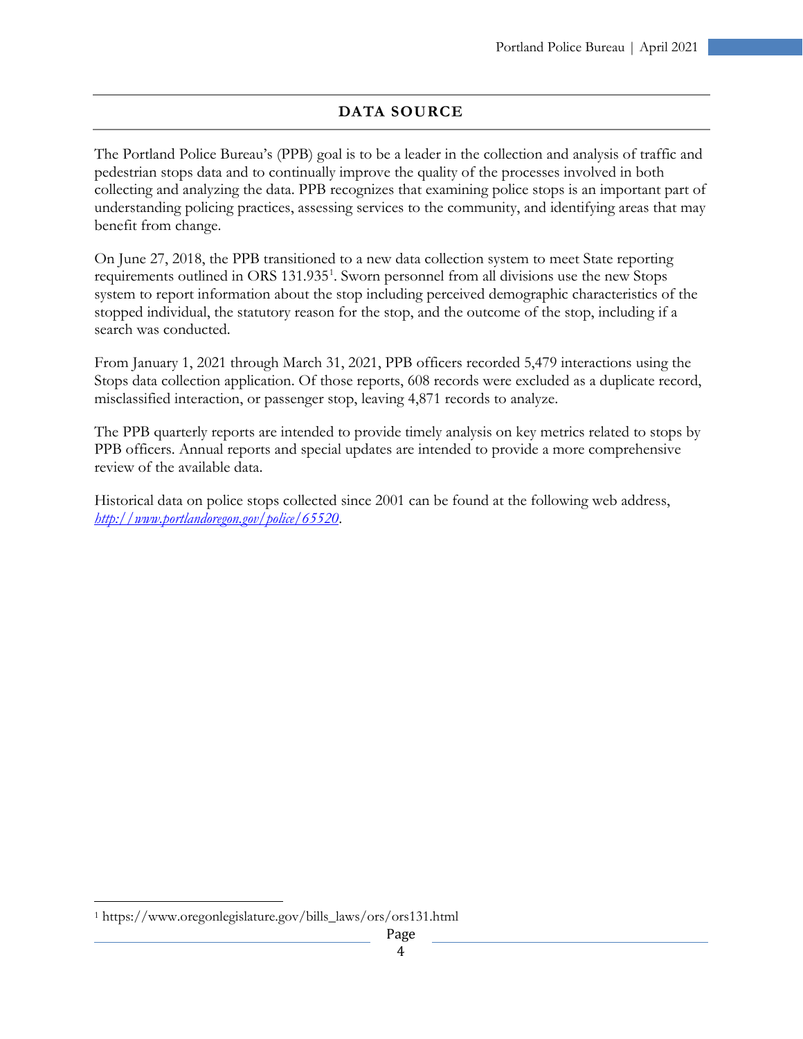## DATA SOURCE

The Portland Police Bureau's (PPB) goal is to be a leader in the collection and analysis of traffic and pedestrian stops data and to continually improve the quality of the processes involved in both collecting and analyzing the data. PPB recognizes that examining police stops is an important part of understanding policing practices, assessing services to the community, and identifying areas that may benefit from change.

On June 27, 2018, the PPB transitioned to a new data collection system to meet State reporting requirements outlined in ORS 131.935[1]. Sworn personnel from all divisions use the new Stops system to report information about the stop including perceived demographic characteristics of the stopped individual, the statutory reason for the stop, and the outcome of the stop, including if a search was conducted.

From January 1, 2021 through March 31, 2021, PPB officers recorded 5,479 interactions using the Stops data collection application. Of those reports, 608 records were excluded as a duplicate record, misclassified interaction, or passenger stop, leaving 4,871 records to analyze.

The PPB quarterly reports are intended to provide timely analysis on key metrics related to stops by PPB officers. Annual reports and special updates are intended to provide a more comprehensive review of the available data.

Historical data on police stops collected since 2001 can be found at the following web address, *http://www.portlandoregon.gov/police/65520*.

[1] https://www.oregonlegislature.gov/bills_laws/ors/ors131.html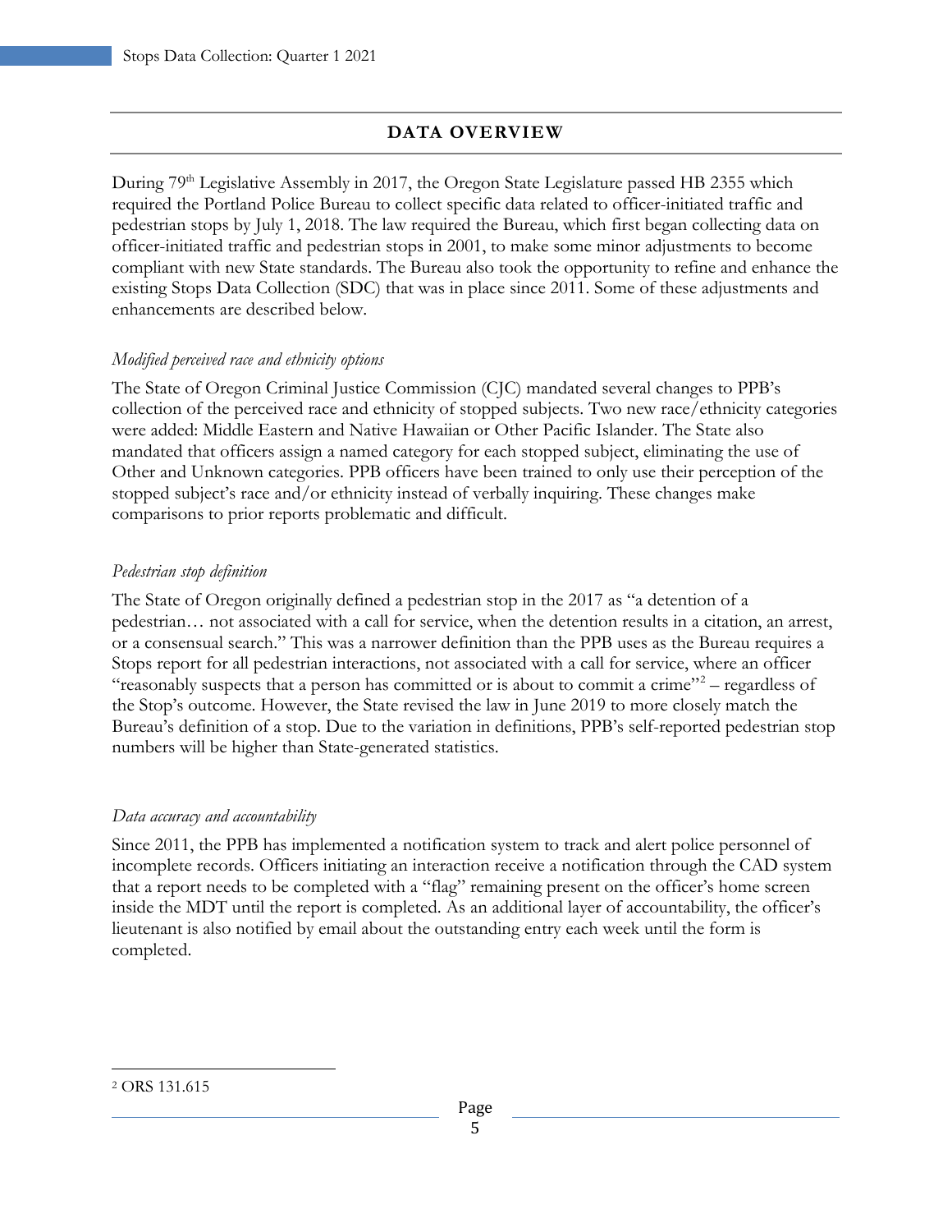## DATA OVERVIEW

During 79th Legislative Assembly in 2017, the Oregon State Legislature passed HB 2355 which required the Portland Police Bureau to collect specific data related to officer-initiated traffic and pedestrian stops by July 1, 2018. The law required the Bureau, which first began collecting data on officer-initiated traffic and pedestrian stops in 2001, to make some minor adjustments to become compliant with new State standards. The Bureau also took the opportunity to refine and enhance the existing Stops Data Collection (SDC) that was in place since 2011. Some of these adjustments and enhancements are described below.

*Modified perceived race and ethnicity options*

The State of Oregon Criminal Justice Commission (CJC) mandated several changes to PPB's collection of the perceived race and ethnicity of stopped subjects. Two new race/ethnicity categories were added: Middle Eastern and Native Hawaiian or Other Pacific Islander. The State also mandated that officers assign a named category for each stopped subject, eliminating the use of Other and Unknown categories. PPB officers have been trained to only use their perception of the stopped subject's race and/or ethnicity instead of verbally inquiring. These changes make comparisons to prior reports problematic and difficult.

*Pedestrian stop definition*

The State of Oregon originally defined a pedestrian stop in the 2017 as "a detention of a pedestrian… not associated with a call for service, when the detention results in a citation, an arrest, or a consensual search." This was a narrower definition than the PPB uses as the Bureau requires a Stops report for all pedestrian interactions, not associated with a call for service, where an officer "reasonably suspects that a person has committed or is about to commit a crime"[2] – regardless of the Stop's outcome. However, the State revised the law in June 2019 to more closely match the Bureau's definition of a stop. Due to the variation in definitions, PPB's self-reported pedestrian stop numbers will be higher than State-generated statistics.

*Data accuracy and accountability*

Since 2011, the PPB has implemented a notification system to track and alert police personnel of incomplete records. Officers initiating an interaction receive a notification through the CAD system that a report needs to be completed with a "flag" remaining present on the officer's home screen inside the MDT until the report is completed. As an additional layer of accountability, the officer's lieutenant is also notified by email about the outstanding entry each week until the form is completed.

[2] ORS 131.615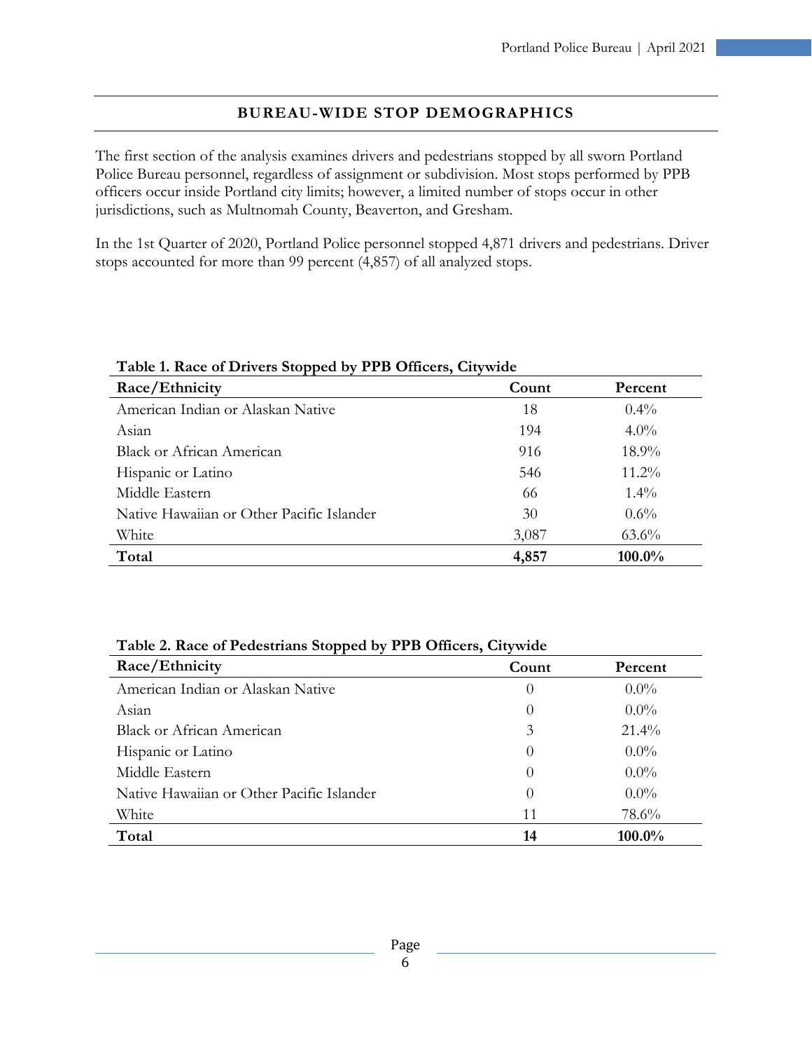## BUREAU-WIDE STOP DEMOGRAPHICS

The first section of the analysis examines drivers and pedestrians stopped by all sworn Portland Police Bureau personnel, regardless of assignment or subdivision. Most stops performed by PPB officers occur inside Portland city limits; however, a limited number of stops occur in other jurisdictions, such as Multnomah County, Beaverton, and Gresham.

In the 1st Quarter of 2020, Portland Police personnel stopped 4,871 drivers and pedestrians. Driver stops accounted for more than 99 percent (4,857) of all analyzed stops.

**Table 1. Race of Drivers Stopped by PPB Officers, Citywide**

| Race/Ethnicity | Count | Percent |
|---|---|---|
| American Indian or Alaskan Native | 18 | 0.4% |
| Asian | 194 | 4.0% |
| Black or African American | 916 | 18.9% |
| Hispanic or Latino | 546 | 11.2% |
| Middle Eastern | 66 | 1.4% |
| Native Hawaiian or Other Pacific Islander | 30 | 0.6% |
| White | 3,087 | 63.6% |
| **Total** | **4,857** | **100.0%** |

**Table 2. Race of Pedestrians Stopped by PPB Officers, Citywide**

| Race/Ethnicity | Count | Percent |
|---|---|---|
| American Indian or Alaskan Native | 0 | 0.0% |
| Asian | 0 | 0.0% |
| Black or African American | 3 | 21.4% |
| Hispanic or Latino | 0 | 0.0% |
| Middle Eastern | 0 | 0.0% |
| Native Hawaiian or Other Pacific Islander | 0 | 0.0% |
| White | 11 | 78.6% |
| **Total** | **14** | **100.0%** |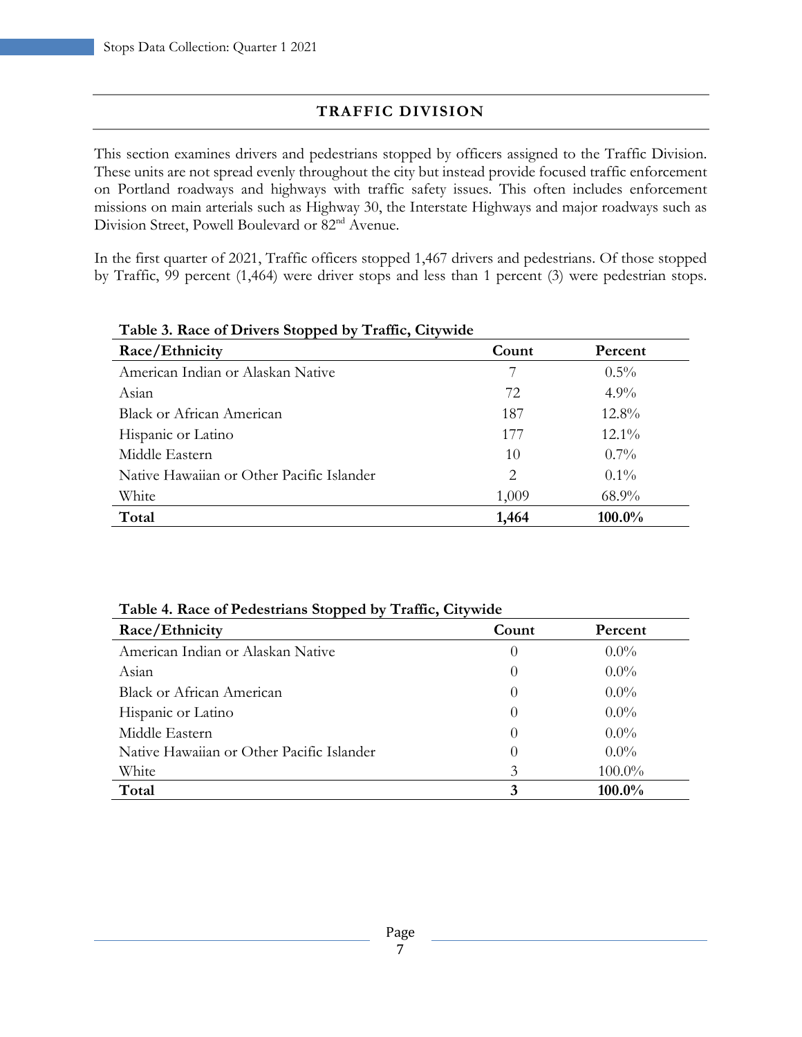## TRAFFIC DIVISION

This section examines drivers and pedestrians stopped by officers assigned to the Traffic Division. These units are not spread evenly throughout the city but instead provide focused traffic enforcement on Portland roadways and highways with traffic safety issues. This often includes enforcement missions on main arterials such as Highway 30, the Interstate Highways and major roadways such as Division Street, Powell Boulevard or 82nd Avenue.

In the first quarter of 2021, Traffic officers stopped 1,467 drivers and pedestrians. Of those stopped by Traffic, 99 percent (1,464) were driver stops and less than 1 percent (3) were pedestrian stops.

**Table 3. Race of Drivers Stopped by Traffic, Citywide**

| Race/Ethnicity | Count | Percent |
|---|---|---|
| American Indian or Alaskan Native | 7 | 0.5% |
| Asian | 72 | 4.9% |
| Black or African American | 187 | 12.8% |
| Hispanic or Latino | 177 | 12.1% |
| Middle Eastern | 10 | 0.7% |
| Native Hawaiian or Other Pacific Islander | 2 | 0.1% |
| White | 1,009 | 68.9% |
| **Total** | **1,464** | **100.0%** |

**Table 4. Race of Pedestrians Stopped by Traffic, Citywide**

| Race/Ethnicity | Count | Percent |
|---|---|---|
| American Indian or Alaskan Native | 0 | 0.0% |
| Asian | 0 | 0.0% |
| Black or African American | 0 | 0.0% |
| Hispanic or Latino | 0 | 0.0% |
| Middle Eastern | 0 | 0.0% |
| Native Hawaiian or Other Pacific Islander | 0 | 0.0% |
| White | 3 | 100.0% |
| **Total** | **3** | **100.0%** |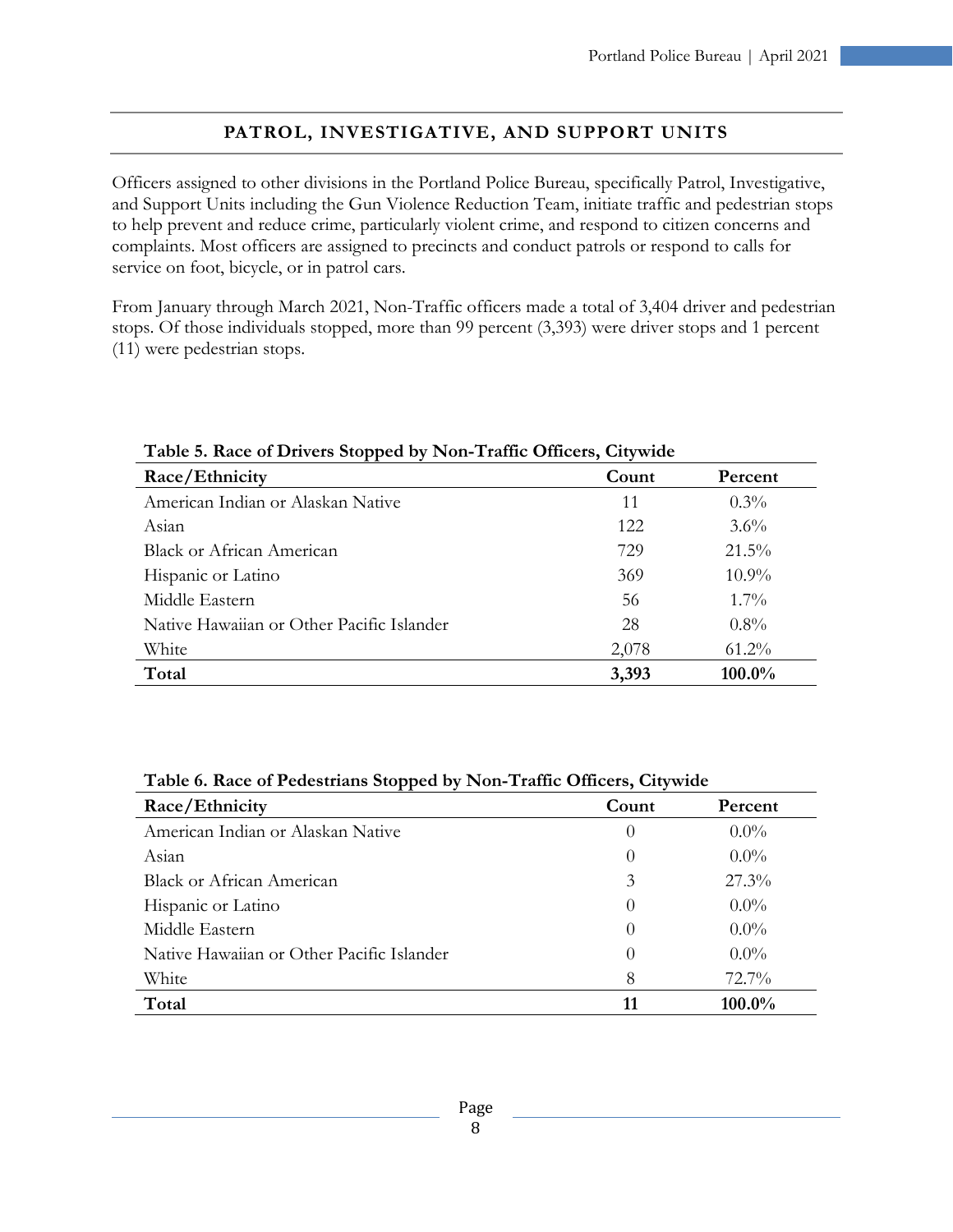## PATROL, INVESTIGATIVE, AND SUPPORT UNITS

Officers assigned to other divisions in the Portland Police Bureau, specifically Patrol, Investigative, and Support Units including the Gun Violence Reduction Team, initiate traffic and pedestrian stops to help prevent and reduce crime, particularly violent crime, and respond to citizen concerns and complaints. Most officers are assigned to precincts and conduct patrols or respond to calls for service on foot, bicycle, or in patrol cars.

From January through March 2021, Non-Traffic officers made a total of 3,404 driver and pedestrian stops. Of those individuals stopped, more than 99 percent (3,393) were driver stops and 1 percent (11) were pedestrian stops.

**Table 5. Race of Drivers Stopped by Non-Traffic Officers, Citywide**

| Race/Ethnicity | Count | Percent |
|---|---|---|
| American Indian or Alaskan Native | 11 | 0.3% |
| Asian | 122 | 3.6% |
| Black or African American | 729 | 21.5% |
| Hispanic or Latino | 369 | 10.9% |
| Middle Eastern | 56 | 1.7% |
| Native Hawaiian or Other Pacific Islander | 28 | 0.8% |
| White | 2,078 | 61.2% |
| **Total** | **3,393** | **100.0%** |

**Table 6. Race of Pedestrians Stopped by Non-Traffic Officers, Citywide**

| Race/Ethnicity | Count | Percent |
|---|---|---|
| American Indian or Alaskan Native | 0 | 0.0% |
| Asian | 0 | 0.0% |
| Black or African American | 3 | 27.3% |
| Hispanic or Latino | 0 | 0.0% |
| Middle Eastern | 0 | 0.0% |
| Native Hawaiian or Other Pacific Islander | 0 | 0.0% |
| White | 8 | 72.7% |
| **Total** | **11** | **100.0%** |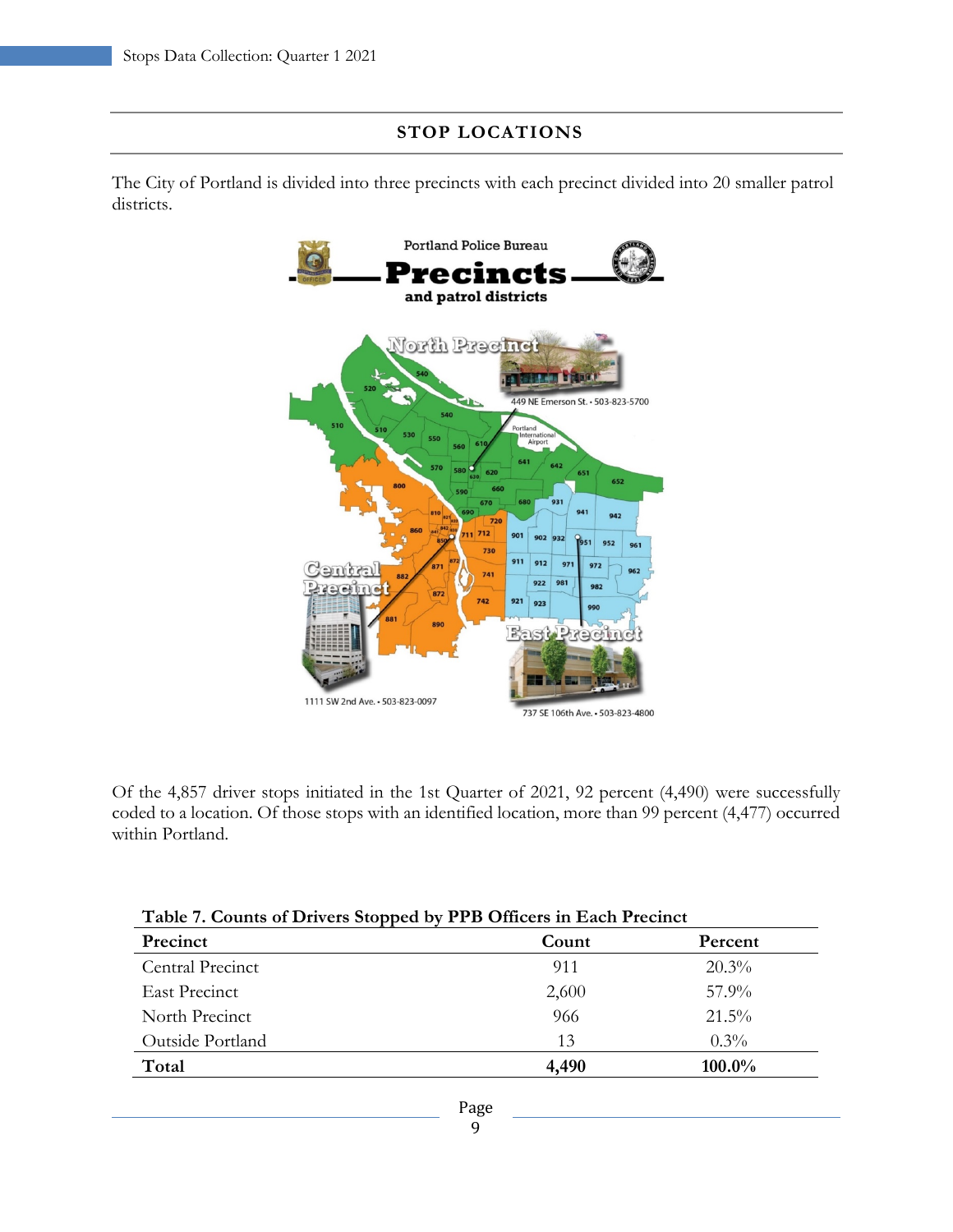## STOP LOCATIONS

The City of Portland is divided into three precincts with each precinct divided into 20 smaller patrol districts.

Of the 4,857 driver stops initiated in the 1st Quarter of 2021, 92 percent (4,490) were successfully coded to a location. Of those stops with an identified location, more than 99 percent (4,477) occurred within Portland.

**Table 7. Counts of Drivers Stopped by PPB Officers in Each Precinct**

| Precinct | Count | Percent |
| --- | --- | --- |
| Central Precinct | 911 | 20.3% |
| East Precinct | 2,600 | 57.9% |
| North Precinct | 966 | 21.5% |
| Outside Portland | 13 | 0.3% |
| **Total** | **4,490** | **100.0%** |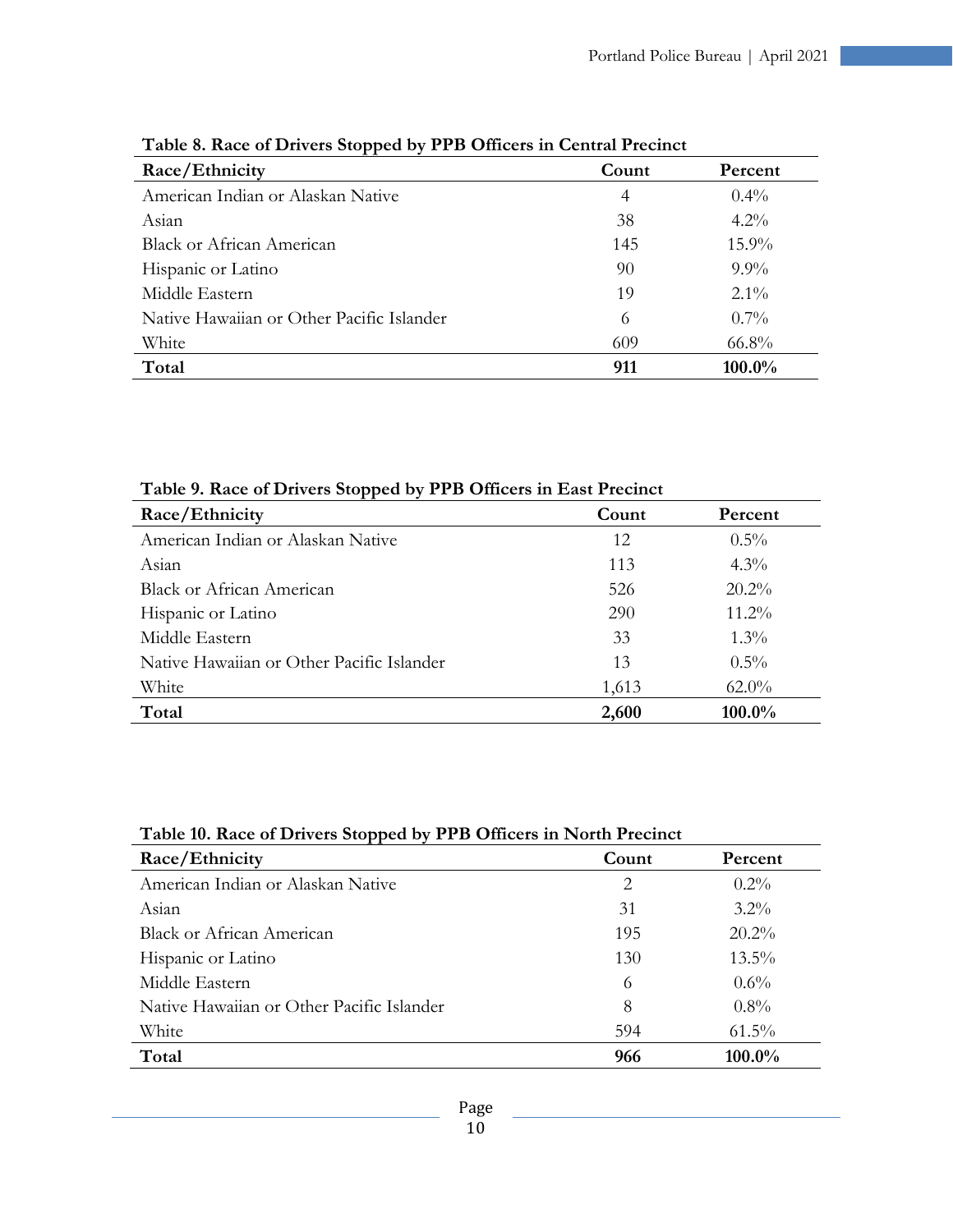**Table 8. Race of Drivers Stopped by PPB Officers in Central Precinct**

| Race/Ethnicity | Count | Percent |
|---|---|---|
| American Indian or Alaskan Native | 4 | 0.4% |
| Asian | 38 | 4.2% |
| Black or African American | 145 | 15.9% |
| Hispanic or Latino | 90 | 9.9% |
| Middle Eastern | 19 | 2.1% |
| Native Hawaiian or Other Pacific Islander | 6 | 0.7% |
| White | 609 | 66.8% |
| **Total** | **911** | **100.0%** |

**Table 9. Race of Drivers Stopped by PPB Officers in East Precinct**

| Race/Ethnicity | Count | Percent |
|---|---|---|
| American Indian or Alaskan Native | 12 | 0.5% |
| Asian | 113 | 4.3% |
| Black or African American | 526 | 20.2% |
| Hispanic or Latino | 290 | 11.2% |
| Middle Eastern | 33 | 1.3% |
| Native Hawaiian or Other Pacific Islander | 13 | 0.5% |
| White | 1,613 | 62.0% |
| **Total** | **2,600** | **100.0%** |

**Table 10. Race of Drivers Stopped by PPB Officers in North Precinct**

| Race/Ethnicity | Count | Percent |
|---|---|---|
| American Indian or Alaskan Native | 2 | 0.2% |
| Asian | 31 | 3.2% |
| Black or African American | 195 | 20.2% |
| Hispanic or Latino | 130 | 13.5% |
| Middle Eastern | 6 | 0.6% |
| Native Hawaiian or Other Pacific Islander | 8 | 0.8% |
| White | 594 | 61.5% |
| **Total** | **966** | **100.0%** |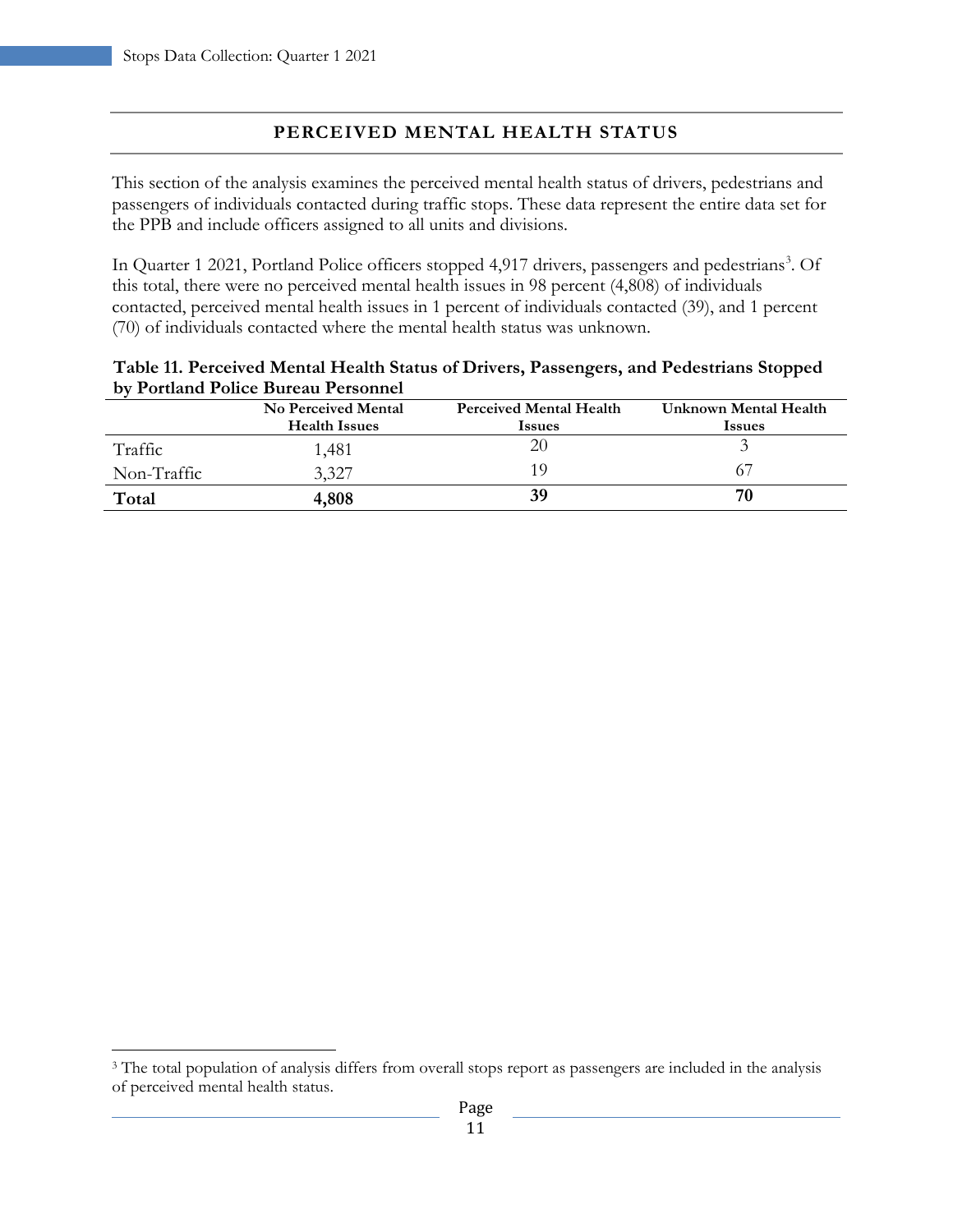## PERCEIVED MENTAL HEALTH STATUS

This section of the analysis examines the perceived mental health status of drivers, pedestrians and passengers of individuals contacted during traffic stops. These data represent the entire data set for the PPB and include officers assigned to all units and divisions.

In Quarter 1 2021, Portland Police officers stopped 4,917 drivers, passengers and pedestrians[3]. Of this total, there were no perceived mental health issues in 98 percent (4,808) of individuals contacted, perceived mental health issues in 1 percent of individuals contacted (39), and 1 percent (70) of individuals contacted where the mental health status was unknown.

**Table 11. Perceived Mental Health Status of Drivers, Passengers, and Pedestrians Stopped by Portland Police Bureau Personnel**

| | No Perceived Mental Health Issues | Perceived Mental Health Issues | Unknown Mental Health Issues |
|---|---|---|---|
| Traffic | 1,481 | 20 | 3 |
| Non-Traffic | 3,327 | 19 | 67 |
| **Total** | **4,808** | **39** | **70** |

[3] The total population of analysis differs from overall stops report as passengers are included in the analysis of perceived mental health status.